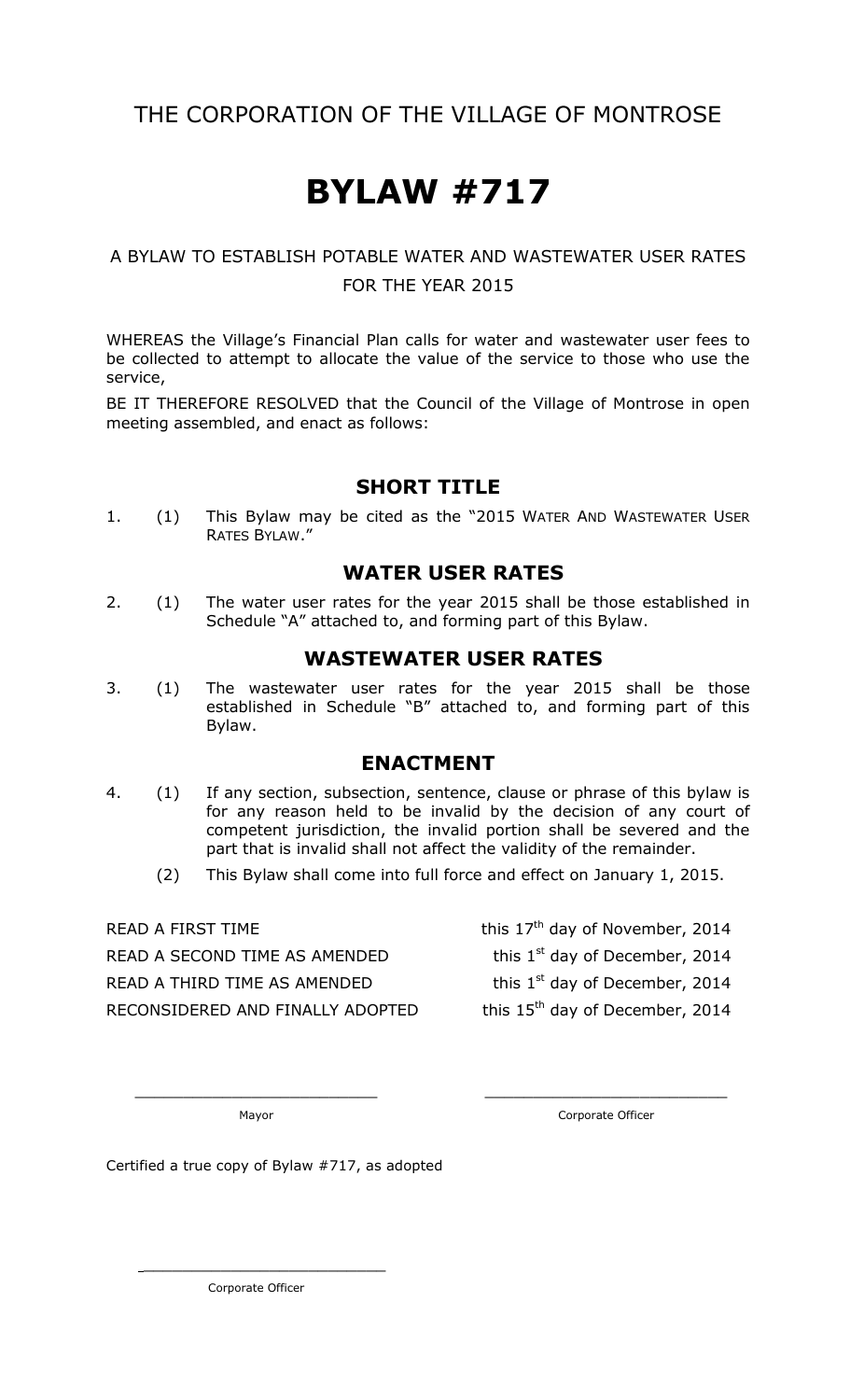# THE CORPORATION OF THE VILLAGE OF MONTROSE

# BYLAW #717

A BYLAW TO ESTABLISH POTABLE WATER AND WASTEWATER USER RATES FOR THE YEAR 2015

WHEREAS the Village's Financial Plan calls for water and wastewater user fees to be collected to attempt to allocate the value of the service to those who use the service,

BE IT THEREFORE RESOLVED that the Council of the Village of Montrose in open meeting assembled, and enact as follows:

## SHORT TITLE

1. (1) This Bylaw may be cited as the "2015 WATER AND WASTEWATER USER RATES BYLAW."

## WATER USER RATES

2. (1) The water user rates for the year 2015 shall be those established in Schedule "A" attached to, and forming part of this Bylaw.

## WASTEWATER USER RATES

3. (1) The wastewater user rates for the year 2015 shall be those established in Schedule "B" attached to, and forming part of this Bylaw.

## ENACTMENT

4. (1) If any section, subsection, sentence, clause or phrase of this bylaw is for any reason held to be invalid by the decision of any court of competent jurisdiction, the invalid portion shall be severed and the part that is invalid shall not affect the validity of the remainder.

   (2) This Bylaw shall come into full force and effect on January 1, 2015.

| | |
|---|---|
| READ A FIRST TIME | this 17th day of November, 2014 |
| READ A SECOND TIME AS AMENDED | this 1st day of December, 2014 |
| READ A THIRD TIME AS AMENDED | this 1st day of December, 2014 |
| RECONSIDERED AND FINALLY ADOPTED | this 15th day of December, 2014 |

\_\_\_\_\_\_\_\_\_\_\_\_\_\_\_\_\_\_\_\_\_\_\_\_\_\_ Mayor

\_\_\_\_\_\_\_\_\_\_\_\_\_\_\_\_\_\_\_\_\_\_\_\_\_\_ Corporate Officer

Certified a true copy of Bylaw #717, as adopted

\_\_\_\_\_\_\_\_\_\_\_\_\_\_\_\_\_\_\_\_\_\_\_\_\_\_ Corporate Officer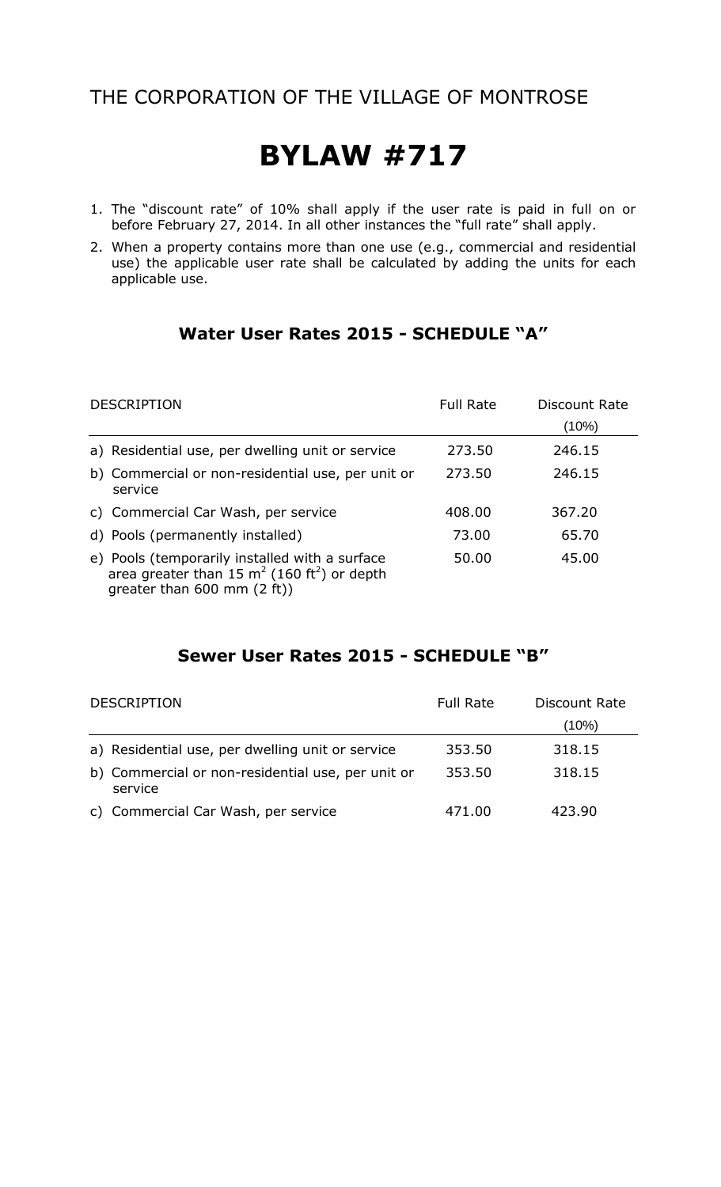THE CORPORATION OF THE VILLAGE OF MONTROSE

# BYLAW #717

1. The "discount rate" of 10% shall apply if the user rate is paid in full on or before February 27, 2014. In all other instances the "full rate" shall apply.
2. When a property contains more than one use (e.g., commercial and residential use) the applicable user rate shall be calculated by adding the units for each applicable use.

## Water User Rates 2015 - SCHEDULE "A"

| DESCRIPTION | Full Rate | Discount Rate (10%) |
|---|---|---|
| a) Residential use, per dwelling unit or service | 273.50 | 246.15 |
| b) Commercial or non-residential use, per unit or service | 273.50 | 246.15 |
| c) Commercial Car Wash, per service | 408.00 | 367.20 |
| d) Pools (permanently installed) | 73.00 | 65.70 |
| e) Pools (temporarily installed with a surface area greater than 15 $m^2$ (160 $ft^2$) or depth greater than 600 mm (2 ft)) | 50.00 | 45.00 |

## Sewer User Rates 2015 - SCHEDULE "B"

| DESCRIPTION | Full Rate | Discount Rate (10%) |
|---|---|---|
| a) Residential use, per dwelling unit or service | 353.50 | 318.15 |
| b) Commercial or non-residential use, per unit or service | 353.50 | 318.15 |
| c) Commercial Car Wash, per service | 471.00 | 423.90 |